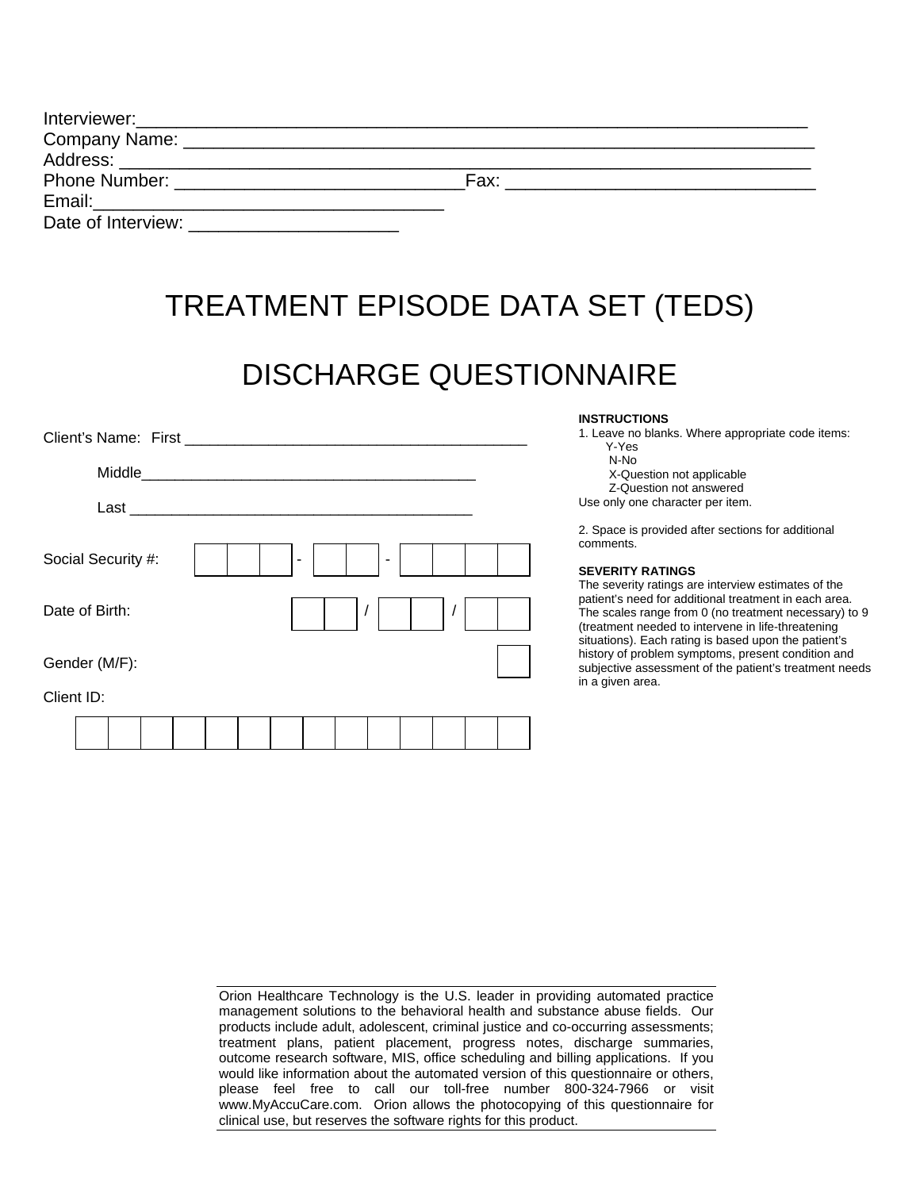Interviewer:\_\_\_\_\_\_\_\_\_\_\_\_\_\_\_\_\_\_\_\_\_\_\_\_\_\_\_\_\_\_\_\_\_\_\_\_\_\_\_\_\_\_\_\_\_\_\_\_\_\_\_\_\_\_\_\_\_\_\_\_\_\_\_\_\_

Company Name: \_\_\_\_\_\_\_\_\_\_\_\_\_\_\_\_\_\_\_\_\_\_\_\_\_\_\_\_\_\_\_\_\_\_\_\_\_\_\_\_\_\_\_\_\_\_\_\_\_\_\_\_\_\_\_\_\_\_\_\_\_\_\_

Address: \_\_\_\_\_\_\_\_\_\_\_\_\_\_\_\_\_\_\_\_\_\_\_\_\_\_\_\_\_\_\_\_\_\_\_\_\_\_\_\_\_\_\_\_\_\_\_\_\_\_\_\_\_\_\_\_\_\_\_\_\_\_\_\_\_\_\_\_

Phone Number: \_\_\_\_\_\_\_\_\_\_\_\_\_\_\_\_\_\_\_\_\_\_\_\_\_\_\_\_\_\_Fax: \_\_\_\_\_\_\_\_\_\_\_\_\_\_\_\_\_\_\_\_\_\_\_\_\_\_\_\_\_\_\_\_

Email:\_\_\_\_\_\_\_\_\_\_\_\_\_\_\_\_\_\_\_\_\_\_\_\_\_\_\_\_\_\_\_\_\_\_\_\_

Date of Interview: \_\_\_\_\_\_\_\_\_\_\_\_\_\_\_\_\_\_\_\_\_

# TREATMENT EPISODE DATA SET (TEDS)

# DISCHARGE QUESTIONNAIRE

Client's Name: First \_\_\_\_\_\_\_\_\_\_\_\_\_\_\_\_\_\_\_\_\_\_\_\_\_\_\_\_\_\_\_\_\_\_\_\_\_\_\_\_

Middle\_\_\_\_\_\_\_\_\_\_\_\_\_\_\_\_\_\_\_\_\_\_\_\_\_\_\_\_\_\_\_\_\_\_\_\_\_\_\_\_

Last \_\_\_\_\_\_\_\_\_\_\_\_\_\_\_\_\_\_\_\_\_\_\_\_\_\_\_\_\_\_\_\_\_\_\_\_\_\_\_\_

Social Security #: [ ][ ][ ] - [ ][ ] - [ ][ ][ ][ ]

Date of Birth: [ ][ ] / [ ][ ] / [ ][ ]

Gender (M/F): [ ]

Client ID:

[ ][ ][ ][ ][ ][ ][ ][ ][ ][ ][ ][ ][ ][ ]

**INSTRUCTIONS**

1. Leave no blanks. Where appropriate code items:
   - Y-Yes
   - N-No
   - X-Question not applicable
   - Z-Question not answered

   Use only one character per item.

2. Space is provided after sections for additional comments.

**SEVERITY RATINGS**

The severity ratings are interview estimates of the patient's need for additional treatment in each area. The scales range from 0 (no treatment necessary) to 9 (treatment needed to intervene in life-threatening situations). Each rating is based upon the patient's history of problem symptoms, present condition and subjective assessment of the patient's treatment needs in a given area.

Orion Healthcare Technology is the U.S. leader in providing automated practice management solutions to the behavioral health and substance abuse fields. Our products include adult, adolescent, criminal justice and co-occurring assessments; treatment plans, patient placement, progress notes, discharge summaries, outcome research software, MIS, office scheduling and billing applications. If you would like information about the automated version of this questionnaire or others, please feel free to call our toll-free number 800-324-7966 or visit www.MyAccuCare.com. Orion allows the photocopying of this questionnaire for clinical use, but reserves the software rights for this product.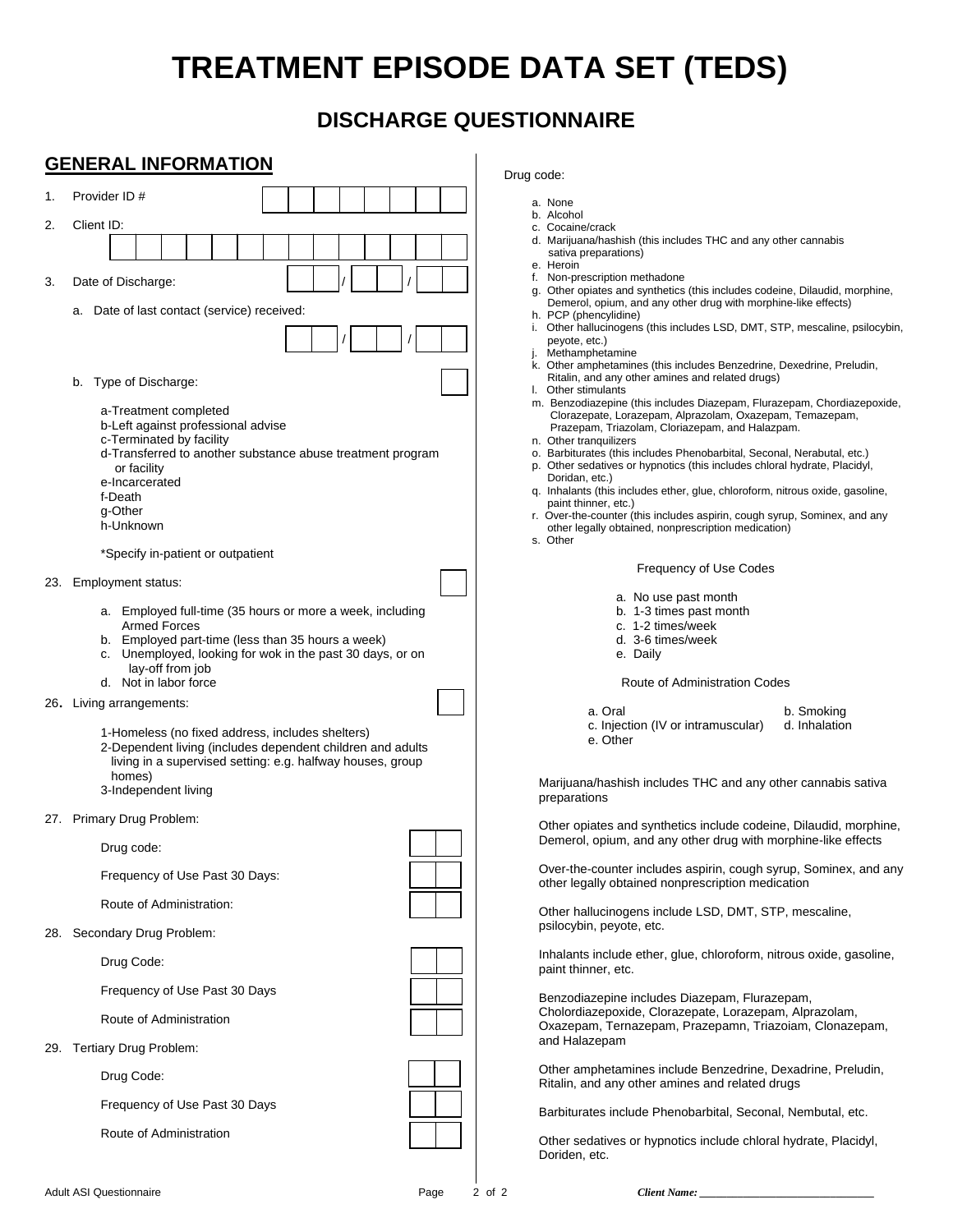# TREATMENT EPISODE DATA SET (TEDS)

## DISCHARGE QUESTIONNAIRE

### GENERAL INFORMATION

1. Provider ID #

2. Client ID:

3. Date of Discharge: / /

   a. Date of last contact (service) received: / /

   b. Type of Discharge:

      a-Treatment completed
      b-Left against professional advise
      c-Terminated by facility
      d-Transferred to another substance abuse treatment program or facility
      e-Incarcerated
      f-Death
      g-Other
      h-Unknown

      *Specify in-patient or outpatient

23. Employment status:

    a. Employed full-time (35 hours or more a week, including Armed Forces
    b. Employed part-time (less than 35 hours a week)
    c. Unemployed, looking for wok in the past 30 days, or on lay-off from job
    d. Not in labor force

26. Living arrangements:

    1-Homeless (no fixed address, includes shelters)
    2-Dependent living (includes dependent children and adults living in a supervised setting: e.g. halfway houses, group homes)
    3-Independent living

27. Primary Drug Problem:

    Drug code:

    Frequency of Use Past 30 Days:

    Route of Administration:

28. Secondary Drug Problem:

    Drug Code:

    Frequency of Use Past 30 Days

    Route of Administration

29. Tertiary Drug Problem:

    Drug Code:

    Frequency of Use Past 30 Days

    Route of Administration

Drug code:

a. None
b. Alcohol
c. Cocaine/crack
d. Marijuana/hashish (this includes THC and any other cannabis sativa preparations)
e. Heroin
f. Non-prescription methadone
g. Other opiates and synthetics (this includes codeine, Dilaudid, morphine, Demerol, opium, and any other drug with morphine-like effects)
h. PCP (phencylidine)
i. Other hallucinogens (this includes LSD, DMT, STP, mescaline, psilocybin, peyote, etc.)
j. Methamphetamine
k. Other amphetamines (this includes Benzedrine, Dexedrine, Preludin, Ritalin, and any other amines and related drugs)
l. Other stimulants
m. Benzodiazepine (this includes Diazepam, Flurazepam, Chordiazepoxide, Clorazepate, Lorazepam, Alprazolam, Oxazepam, Temazepam, Prazepam, Triazolam, Cloriazepam, and Halazpam.
n. Other tranquilizers
o. Barbiturates (this includes Phenobarbital, Seconal, Nerabutal, etc.)
p. Other sedatives or hypnotics (this includes chloral hydrate, Placidyl, Doridan, etc.)
q. Inhalants (this includes ether, glue, chloroform, nitrous oxide, gasoline, paint thinner, etc.)
r. Over-the-counter (this includes aspirin, cough syrup, Sominex, and any other legally obtained, nonprescription medication)
s. Other

Frequency of Use Codes

a. No use past month
b. 1-3 times past month
c. 1-2 times/week
d. 3-6 times/week
e. Daily

Route of Administration Codes

a. Oral
b. Smoking
c. Injection (IV or intramuscular)
d. Inhalation
e. Other

Marijuana/hashish includes THC and any other cannabis sativa preparations

Other opiates and synthetics include codeine, Dilaudid, morphine, Demerol, opium, and any other drug with morphine-like effects

Over-the-counter includes aspirin, cough syrup, Sominex, and any other legally obtained nonprescription medication

Other hallucinogens include LSD, DMT, STP, mescaline, psilocybin, peyote, etc.

Inhalants include ether, glue, chloroform, nitrous oxide, gasoline, paint thinner, etc.

Benzodiazepine includes Diazepam, Flurazepam, Cholordiazepoxide, Clorazepate, Lorazepam, Alprazolam, Oxazepam, Ternazepam, Prazepamn, Triazoiam, Clonazepam, and Halazepam

Other amphetamines include Benzedrine, Dexadrine, Preludin, Ritalin, and any other amines and related drugs

Barbiturates include Phenobarbital, Seconal, Nembutal, etc.

Other sedatives or hypnotics include chloral hydrate, Placidyl, Doriden, etc.

*Client Name:* ______________________________